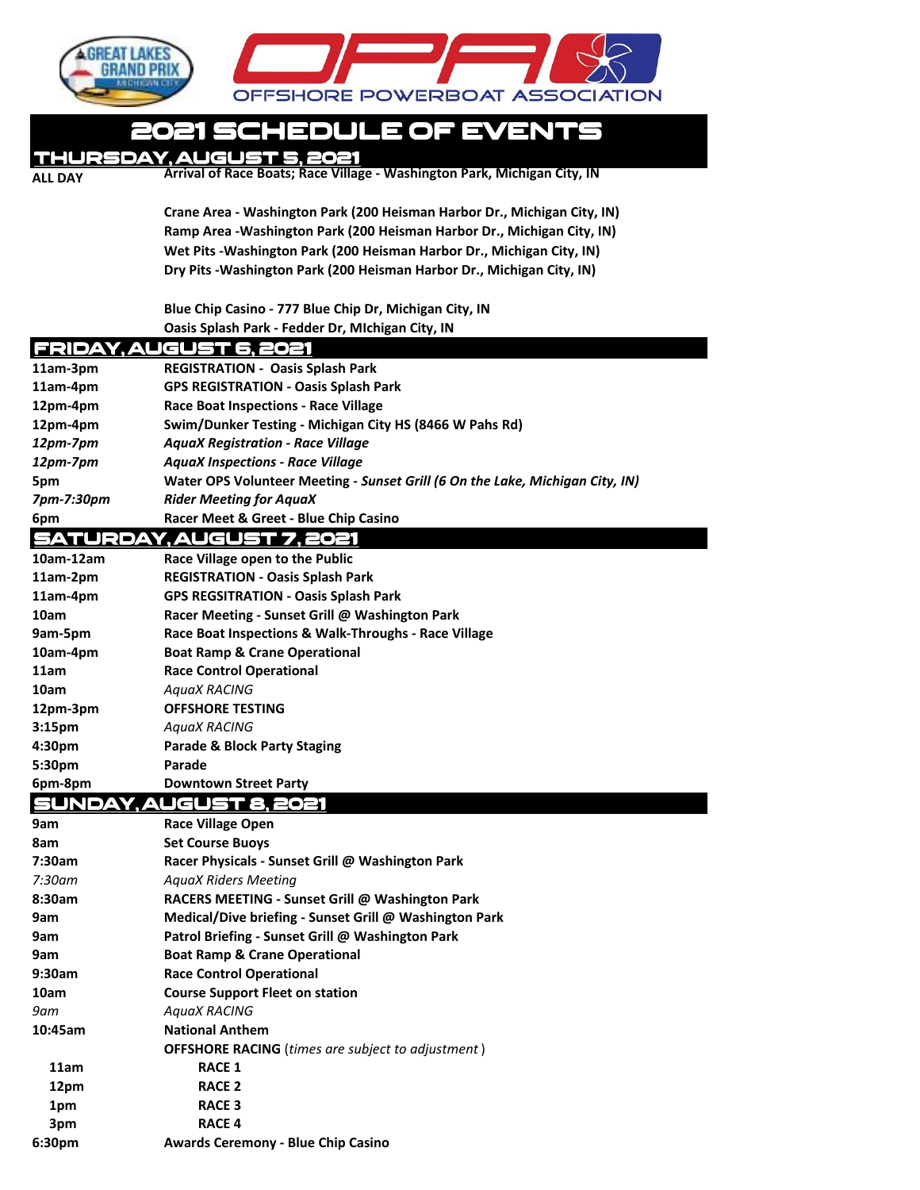GREAT LAKES GRAND PRIX MICHIGAN CITY

OPA OFFSHORE POWERBOAT ASSOCIATION

# 2021 SCHEDULE OF EVENTS

## THURSDAY, AUGUST 5, 2021

| | |
|---|---|
| ALL DAY | Arrival of Race Boats; Race Village - Washington Park, Michigan City, IN |
| | Crane Area - Washington Park (200 Heisman Harbor Dr., Michigan City, IN) |
| | Ramp Area -Washington Park (200 Heisman Harbor Dr., Michigan City, IN) |
| | Wet Pits -Washington Park (200 Heisman Harbor Dr., Michigan City, IN) |
| | Dry Pits -Washington Park (200 Heisman Harbor Dr., Michigan City, IN) |
| | Blue Chip Casino - 777 Blue Chip Dr, Michigan City, IN |
| | Oasis Splash Park - Fedder Dr, MIchigan City, IN |

## FRIDAY, AUGUST 6, 2021

| | |
|---|---|
| 11am-3pm | REGISTRATION - Oasis Splash Park |
| 11am-4pm | GPS REGISTRATION - Oasis Splash Park |
| 12pm-4pm | Race Boat Inspections - Race Village |
| 12pm-4pm | Swim/Dunker Testing - Michigan City HS (8466 W Pahs Rd) |
| *12pm-7pm* | ***AquaX Registration - Race Village*** |
| *12pm-7pm* | ***AquaX Inspections - Race Village*** |
| 5pm | **Water OPS Volunteer Meeting** - ***Sunset Grill (6 On the Lake, Michigan City, IN)*** |
| *7pm-7:30pm* | ***Rider Meeting for AquaX*** |
| 6pm | Racer Meet & Greet - Blue Chip Casino |

## SATURDAY, AUGUST 7, 2021

| | |
|---|---|
| 10am-12am | Race Village open to the Public |
| 11am-2pm | REGISTRATION - Oasis Splash Park |
| 11am-4pm | GPS REGSITRATION - Oasis Splash Park |
| 10am | Racer Meeting - Sunset Grill @ Washington Park |
| 9am-5pm | Race Boat Inspections & Walk-Throughs - Race Village |
| 10am-4pm | Boat Ramp & Crane Operational |
| 11am | Race Control Operational |
| 10am | *AquaX RACING* |
| 12pm-3pm | OFFSHORE TESTING |
| 3:15pm | *AquaX RACING* |
| 4:30pm | Parade & Block Party Staging |
| 5:30pm | Parade |
| 6pm-8pm | Downtown Street Party |

## SUNDAY, AUGUST 8, 2021

| | |
|---|---|
| 9am | Race Village Open |
| 8am | Set Course Buoys |
| 7:30am | Racer Physicals - Sunset Grill @ Washington Park |
| *7:30am* | *AquaX Riders Meeting* |
| 8:30am | RACERS MEETING - Sunset Grill @ Washington Park |
| 9am | Medical/Dive briefing - Sunset Grill @ Washington Park |
| 9am | Patrol Briefing - Sunset Grill @ Washington Park |
| 9am | Boat Ramp & Crane Operational |
| 9:30am | Race Control Operational |
| 10am | Course Support Fleet on station |
| *9am* | *AquaX RACING* |
| 10:45am | National Anthem |
| | **OFFSHORE RACING** (*times are subject to adjustment*) |
| 11am | RACE 1 |
| 12pm | RACE 2 |
| 1pm | RACE 3 |
| 3pm | RACE 4 |
| 6:30pm | Awards Ceremony - Blue Chip Casino |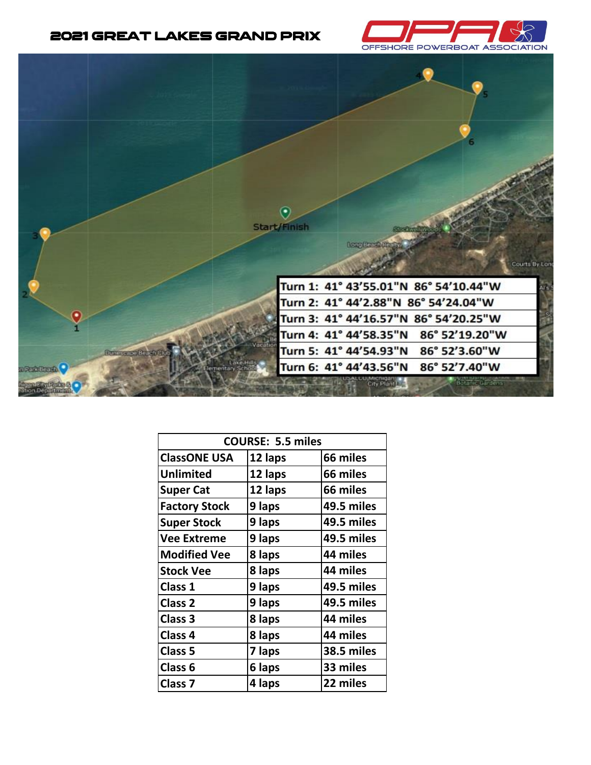# 2021 GREAT LAKES GRAND PRIX

OPA OFFSHORE POWERBOAT ASSOCIATION

Start/Finish

| | |
|---|---|
| Turn 1: | 41° 43'55.01"N 86° 54'10.44"W |
| Turn 2: | 41° 44'2.88"N 86° 54'24.04"W |
| Turn 3: | 41° 44'16.57"N 86° 54'20.25"W |
| Turn 4: | 41° 44'58.35"N 86° 52'19.20"W |
| Turn 5: | 41° 44'54.93"N 86° 52'3.60"W |
| Turn 6: | 41° 44'43.56"N 86° 52'7.40"W |

| COURSE: 5.5 miles | | |
|---|---|---|
| ClassONE USA | 12 laps | 66 miles |
| Unlimited | 12 laps | 66 miles |
| Super Cat | 12 laps | 66 miles |
| Factory Stock | 9 laps | 49.5 miles |
| Super Stock | 9 laps | 49.5 miles |
| Vee Extreme | 9 laps | 49.5 miles |
| Modified Vee | 8 laps | 44 miles |
| Stock Vee | 8 laps | 44 miles |
| Class 1 | 9 laps | 49.5 miles |
| Class 2 | 9 laps | 49.5 miles |
| Class 3 | 8 laps | 44 miles |
| Class 4 | 8 laps | 44 miles |
| Class 5 | 7 laps | 38.5 miles |
| Class 6 | 6 laps | 33 miles |
| Class 7 | 4 laps | 22 miles |